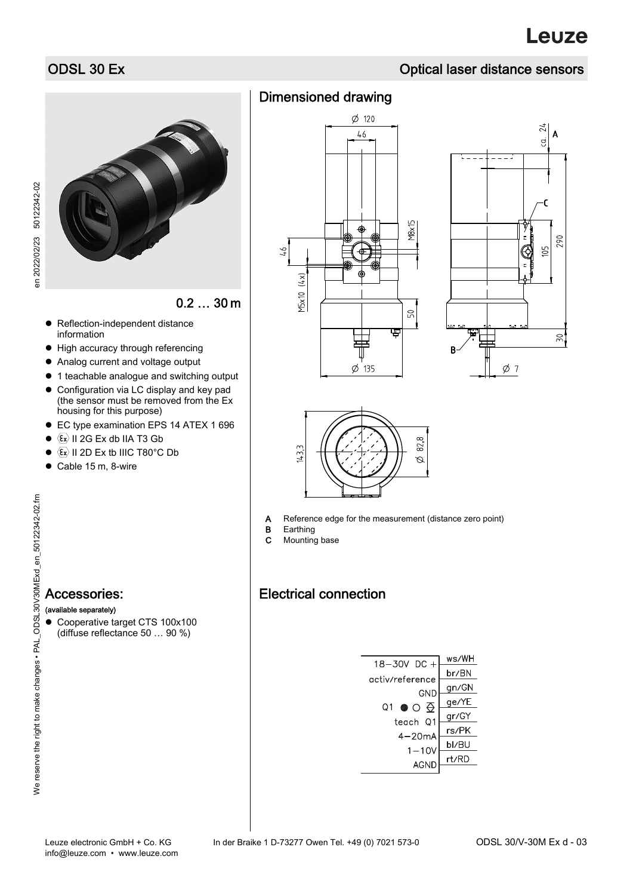# ODSL 30 Ex

## Optical laser distance sensors

0.2 … 30 m

- Reflection-independent distance information
- High accuracy through referencing
- Analog current and voltage output
- 1 teachable analogue and switching output
- Configuration via LC display and key pad (the sensor must be removed from the Ex housing for this purpose)
- EC type examination EPS 14 ATEX 1 696
- ⟨Ex⟩ II 2G Ex db IIA T3 Gb
- ⟨Ex⟩ II 2D Ex tb IIIC T80°C Db
- Cable 15 m, 8-wire

## Accessories:

**(available separately)**

- Cooperative target CTS 100x100 (diffuse reflectance 50 … 90 %)

## Dimensioned drawing

**A** Reference edge for the measurement (distance zero point)
**B** Earthing
**C** Mounting base

## Electrical connection

| Signal | Wire |
|---|---|
| 18–30V DC + | ws/WH |
| activ/reference | br/BN |
| GND | gn/GN |
| Q1 | ge/YE |
| teach Q1 | gr/GY |
| 4–20mA | rs/PK |
| 1–10V | bl/BU |
| AGND | rt/RD |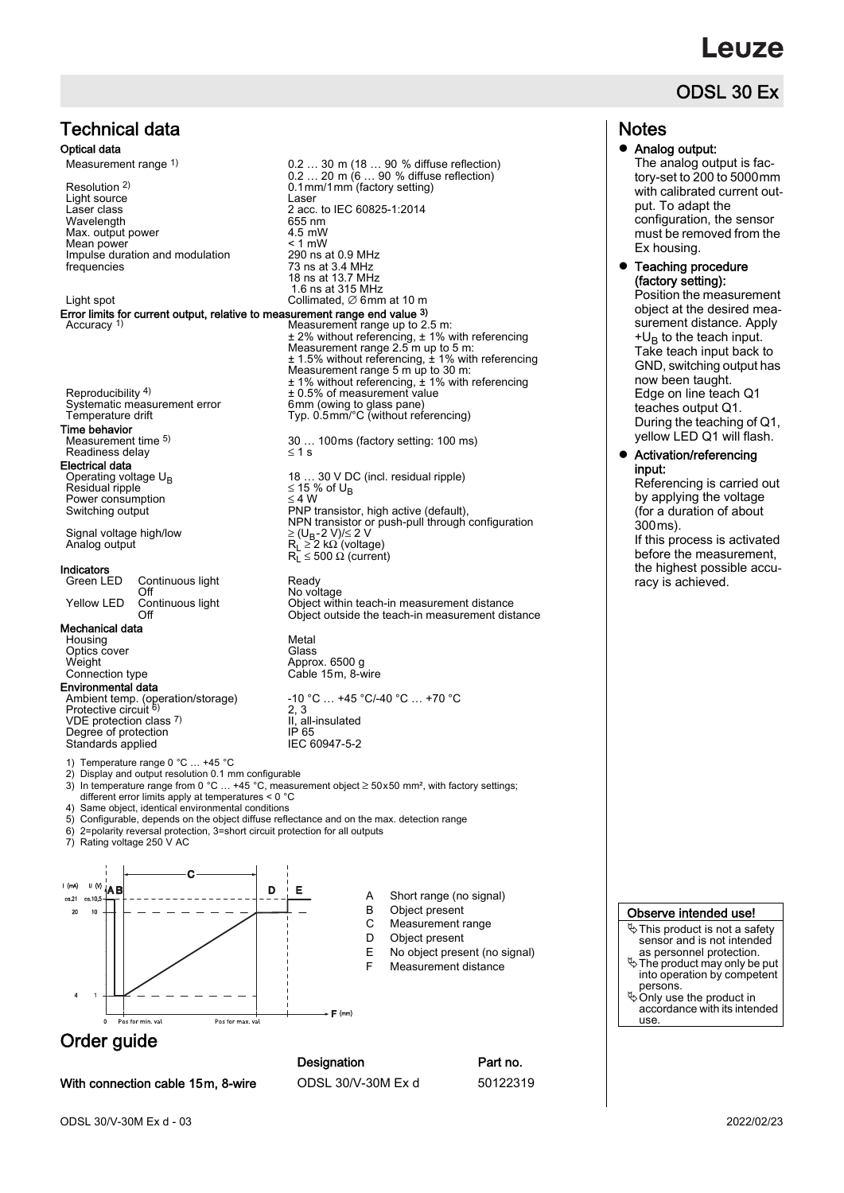# ODSL 30 Ex

## Technical data

### Optical data

| | |
|---|---|
| Measurement range [1] | 0.2 … 30 m (18 … 90 % diffuse reflection) |
| | 0.2 … 20 m (6 … 90 % diffuse reflection) |
| Resolution [2] | 0.1mm/1mm (factory setting) |
| Light source | Laser |
| Laser class | 2 acc. to IEC 60825-1:2014 |
| Wavelength | 655 nm |
| Max. output power | 4.5 mW |
| Mean power | < 1 mW |
| Impulse duration and modulation frequencies | 290 ns at 0.9 MHz |
| | 73 ns at 3.4 MHz |
| | 18 ns at 13.7 MHz |
| | 1.6 ns at 315 MHz |
| Light spot | Collimated, ∅ 6mm at 10 m |

### Error limits for current output, relative to measurement range end value [3]

| | |
|---|---|
| Accuracy [1] | Measurement range up to 2.5 m: |
| | ± 2% without referencing, ± 1% with referencing |
| | Measurement range 2.5 m up to 5 m: |
| | ± 1.5% without referencing, ± 1% with referencing |
| | Measurement range 5 m up to 30 m: |
| | ± 1% without referencing, ± 1% with referencing |
| Reproducibility [4] | ± 0.5% of measurement value |
| Systematic measurement error | 6mm (owing to glass pane) |
| Temperature drift | Typ. 0.5mm/°C (without referencing) |

### Time behavior

| | |
|---|---|
| Measurement time [5] | 30 … 100ms (factory setting: 100 ms) |
| Readiness delay | ≤ 1 s |

### Electrical data

| | |
|---|---|
| Operating voltage $U_B$ | 18 … 30 V DC (incl. residual ripple) |
| Residual ripple | ≤ 15 % of $U_B$ |
| Power consumption | ≤ 4 W |
| Switching output | PNP transistor, high active (default), NPN transistor or push-pull through configuration |
| Signal voltage high/low | ≥ ($U_B$-2 V)/≤ 2 V |
| Analog output | $R_L$ ≥ 2 kΩ (voltage) |
| | $R_L$ ≤ 500 Ω (current) |

### Indicators

| | | |
|---|---|---|
| Green LED | Continuous light | Ready |
| | Off | No voltage |
| Yellow LED | Continuous light | Object within teach-in measurement distance |
| | Off | Object outside the teach-in measurement distance |

### Mechanical data

| | |
|---|---|
| Housing | Metal |
| Optics cover | Glass |
| Weight | Approx. 6500 g |
| Connection type | Cable 15m, 8-wire |

### Environmental data

| | |
|---|---|
| Ambient temp. (operation/storage) | -10 °C … +45 °C/-40 °C … +70 °C |
| Protective circuit [6] | 2, 3 |
| VDE protection class [7] | II, all-insulated |
| Degree of protection | IP 65 |
| Standards applied | IEC 60947-5-2 |

1) Temperature range 0 °C … +45 °C
2) Display and output resolution 0.1 mm configurable
3) In temperature range from 0 °C … +45 °C, measurement object ≥ 50x50 mm², with factory settings; different error limits apply at temperatures < 0 °C
4) Same object, identical environmental conditions
5) Configurable, depends on the object diffuse reflectance and on the max. detection range
6) 2=polarity reversal protection, 3=short circuit protection for all outputs
7) Rating voltage 250 V AC

I (mA) U (V) ca.21 ca.10,5 20 10 4 1 — A B C D E — 0 Pos for min. val Pos for max. val — F (mm)

- A Short range (no signal)
- B Object present
- C Measurement range
- D Object present
- E No object present (no signal)
- F Measurement distance

## Order guide

| | Designation | Part no. |
|---|---|---|
| **With connection cable 15m, 8-wire** | ODSL 30/V-30M Ex d | 50122319 |

## Notes

- **Analog output:**
  The analog output is factory-set to 200 to 5000mm with calibrated current output. To adapt the configuration, the sensor must be removed from the Ex housing.
- **Teaching procedure (factory setting):**
  Position the measurement object at the desired measurement distance. Apply $+U_B$ to the teach input. Take teach input back to GND, switching output has now been taught.
  Edge on line teach Q1 teaches output Q1.
  During the teaching of Q1, yellow LED Q1 will flash.
- **Activation/referencing input:**
  Referencing is carried out by applying the voltage (for a duration of about 300ms).
  If this process is activated before the measurement, the highest possible accuracy is achieved.

**Observe intended use!**

- This product is not a safety sensor and is not intended as personnel protection.
- The product may only be put into operation by competent persons.
- Only use the product in accordance with its intended use.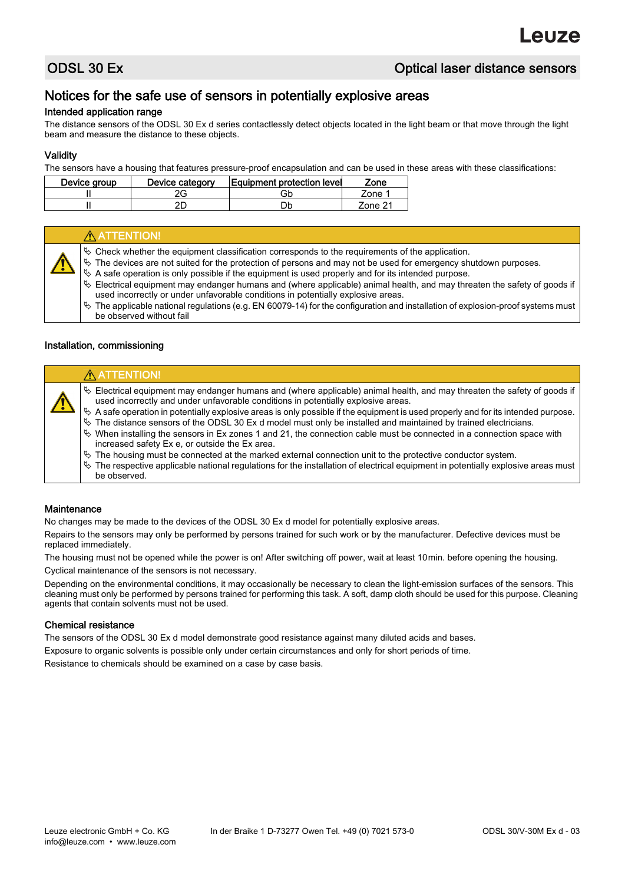# ODSL 30 Ex — Optical laser distance sensors

## Notices for the safe use of sensors in potentially explosive areas

### Intended application range

The distance sensors of the ODSL 30 Ex d series contactlessly detect objects located in the light beam or that move through the light beam and measure the distance to these objects.

### Validity

The sensors have a housing that features pressure-proof encapsulation and can be used in these areas with these classifications:

| Device group | Device category | Equipment protection level | Zone |
|---|---|---|---|
| II | 2G | Gb | Zone 1 |
| II | 2D | Db | Zone 21 |

> ⚠ **ATTENTION!**
>
> - Check whether the equipment classification corresponds to the requirements of the application.
> - The devices are not suited for the protection of persons and may not be used for emergency shutdown purposes.
> - A safe operation is only possible if the equipment is used properly and for its intended purpose.
> - Electrical equipment may endanger humans and (where applicable) animal health, and may threaten the safety of goods if used incorrectly or under unfavorable conditions in potentially explosive areas.
> - The applicable national regulations (e.g. EN 60079-14) for the configuration and installation of explosion-proof systems must be observed without fail

### Installation, commissioning

> ⚠ **ATTENTION!**
>
> - Electrical equipment may endanger humans and (where applicable) animal health, and may threaten the safety of goods if used incorrectly and under unfavorable conditions in potentially explosive areas.
> - A safe operation in potentially explosive areas is only possible if the equipment is used properly and for its intended purpose.
> - The distance sensors of the ODSL 30 Ex d model must only be installed and maintained by trained electricians.
> - When installing the sensors in Ex zones 1 and 21, the connection cable must be connected in a connection space with increased safety Ex e, or outside the Ex area.
> - The housing must be connected at the marked external connection unit to the protective conductor system.
> - The respective applicable national regulations for the installation of electrical equipment in potentially explosive areas must be observed.

### Maintenance

No changes may be made to the devices of the ODSL 30 Ex d model for potentially explosive areas.

Repairs to the sensors may only be performed by persons trained for such work or by the manufacturer. Defective devices must be replaced immediately.

The housing must not be opened while the power is on! After switching off power, wait at least 10 min. before opening the housing.

Cyclical maintenance of the sensors is not necessary.

Depending on the environmental conditions, it may occasionally be necessary to clean the light-emission surfaces of the sensors. This cleaning must only be performed by persons trained for performing this task. A soft, damp cloth should be used for this purpose. Cleaning agents that contain solvents must not be used.

### Chemical resistance

The sensors of the ODSL 30 Ex d model demonstrate good resistance against many diluted acids and bases.

Exposure to organic solvents is possible only under certain circumstances and only for short periods of time.

Resistance to chemicals should be examined on a case by case basis.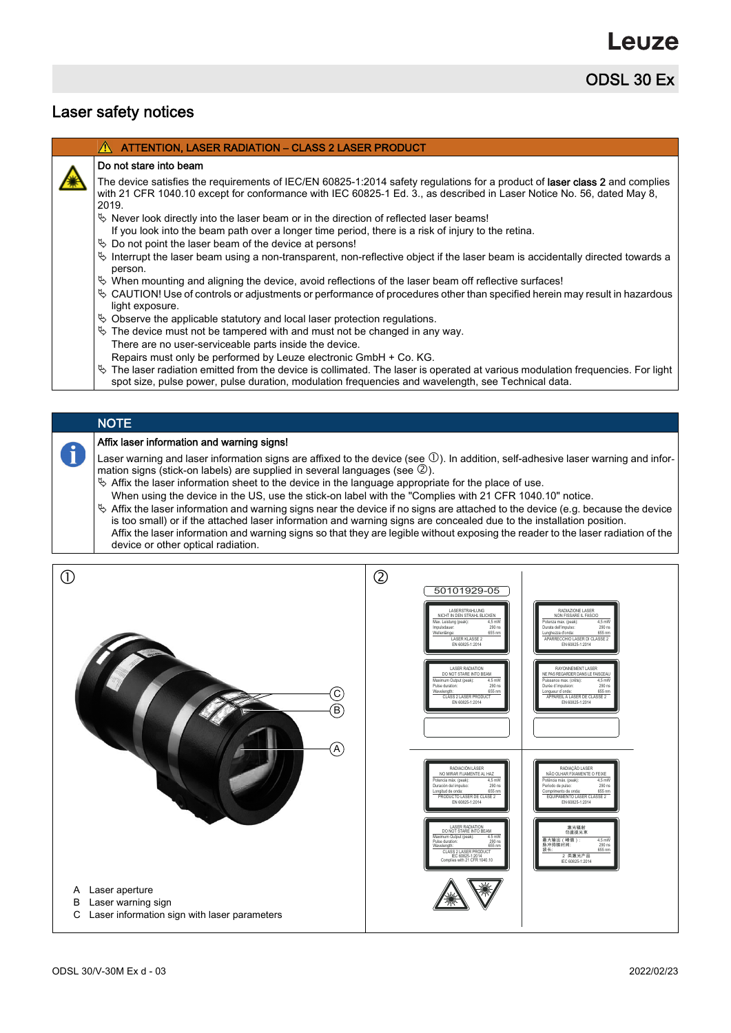## Laser safety notices

**ATTENTION, LASER RADIATION – CLASS 2 LASER PRODUCT**

**Do not stare into beam**

The device satisfies the requirements of IEC/EN 60825-1:2014 safety regulations for a product of **laser class 2** and complies with 21 CFR 1040.10 except for conformance with IEC 60825-1 Ed. 3., as described in Laser Notice No. 56, dated May 8, 2019.

- Never look directly into the laser beam or in the direction of reflected laser beams!
  If you look into the beam path over a longer time period, there is a risk of injury to the retina.
- Do not point the laser beam of the device at persons!
- Interrupt the laser beam using a non-transparent, non-reflective object if the laser beam is accidentally directed towards a person.
- When mounting and aligning the device, avoid reflections of the laser beam off reflective surfaces!
- CAUTION! Use of controls or adjustments or performance of procedures other than specified herein may result in hazardous light exposure.
- Observe the applicable statutory and local laser protection regulations.
- The device must not be tampered with and must not be changed in any way.
  There are no user-serviceable parts inside the device.
  Repairs must only be performed by Leuze electronic GmbH + Co. KG.
- The laser radiation emitted from the device is collimated. The laser is operated at various modulation frequencies. For light spot size, pulse power, pulse duration, modulation frequencies and wavelength, see Technical data.

**NOTE**

**Affix laser information and warning signs!**

Laser warning and laser information signs are affixed to the device (see ①). In addition, self-adhesive laser warning and information signs (stick-on labels) are supplied in several languages (see ②).

- Affix the laser information sheet to the device in the language appropriate for the place of use.
  When using the device in the US, use the stick-on label with the "Complies with 21 CFR 1040.10" notice.
- Affix the laser information and warning signs near the device if no signs are attached to the device (e.g. because the device is too small) or if the attached laser information and warning signs are concealed due to the installation position.
  Affix the laser information and warning signs so that they are legible without exposing the reader to the laser radiation of the device or other optical radiation.

①

A Laser aperture
B Laser warning sign
C Laser information sign with laser parameters

②

50101929-05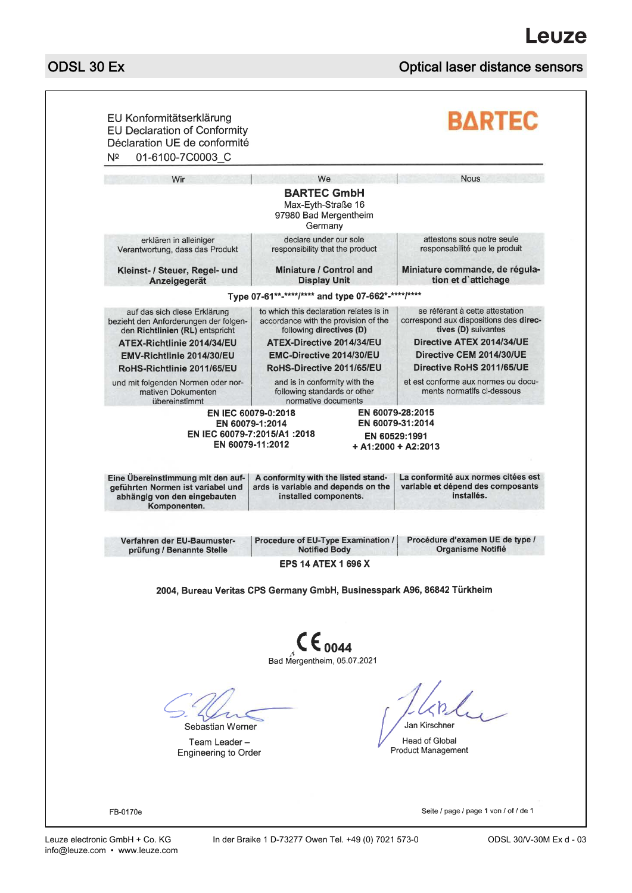EU Konformitätserklärung
EU Declaration of Conformity
Déclaration UE de conformité
№ 01-6100-7C0003_C

BARTEC

| Wir | We | Nous |
|---|---|---|
| | **BARTEC GmbH**<br>Max-Eyth-Straße 16<br>97980 Bad Mergentheim<br>Germany | |
| erklären in alleiniger Verantwortung, dass das Produkt | declare under our sole responsibility that the product | attestons sous notre seule responsabilité que le produit |
| **Kleinst- / Steuer, Regel- und Anzeigegerät** | **Miniature / Control and Display Unit** | **Miniature commande, de régulation et d`attichage** |

**Type 07-61**-****/**** and type 07-662*-****/****

| | | |
|---|---|---|
| auf das sich diese Erklärung bezieht den Anforderungen der folgenden **Richtlinien (RL)** entspricht | to which this declaration relates is in accordance with the provision of the following **directives (D)** | se référant à cette attestation correspond aux dispositions des **directives (D)** suivantes |
| **ATEX-Richtlinie 2014/34/EU** | **ATEX-Directive 2014/34/EU** | **Directive ATEX 2014/34/UE** |
| **EMV-Richtlinie 2014/30/EU** | **EMC-Directive 2014/30/EU** | **Directive CEM 2014/30/UE** |
| **RoHS-Richtlinie 2011/65/EU** | **RoHS-Directive 2011/65/EU** | **Directive RoHS 2011/65/UE** |
| und mit folgenden Normen oder normativen Dokumenten übereinstimmt | and is in conformity with the following standards or other normative documents | et est conforme aux normes ou documents normatifs ci-dessous |

**EN IEC 60079-0:2018**
**EN 60079-1:2014**
**EN IEC 60079-7:2015/A1 :2018**
**EN 60079-11:2012**
**EN 60079-28:2015**
**EN 60079-31:2014**
**EN 60529:1991 + A1:2000 + A2:2013**

| | | |
|---|---|---|
| **Eine Übereinstimmung mit den aufgeführten Normen ist variabel und abhängig von den eingebauten Komponenten.** | **A conformity with the listed standards is variable and depends on the installed components.** | **La conformité aux normes citées est variable et dépend des composants installés.** |

| | | |
|---|---|---|
| **Verfahren der EU-Baumusterprüfung / Benannte Stelle** | **Procedure of EU-Type Examination / Notified Body** | **Procédure d'examen UE de type / Organisme Notifié** |

**EPS 14 ATEX 1 696 X**

**2004, Bureau Veritas CPS Germany GmbH, Businesspark A96, 86842 Türkheim**

CE 0044

Bad Mergentheim, 05.07.2021

Sebastian Werner
Team Leader –
Engineering to Order

Jan Kirschner
Head of Global
Product Management

FB-0170e

Seite / page / page 1 von / of / de 1